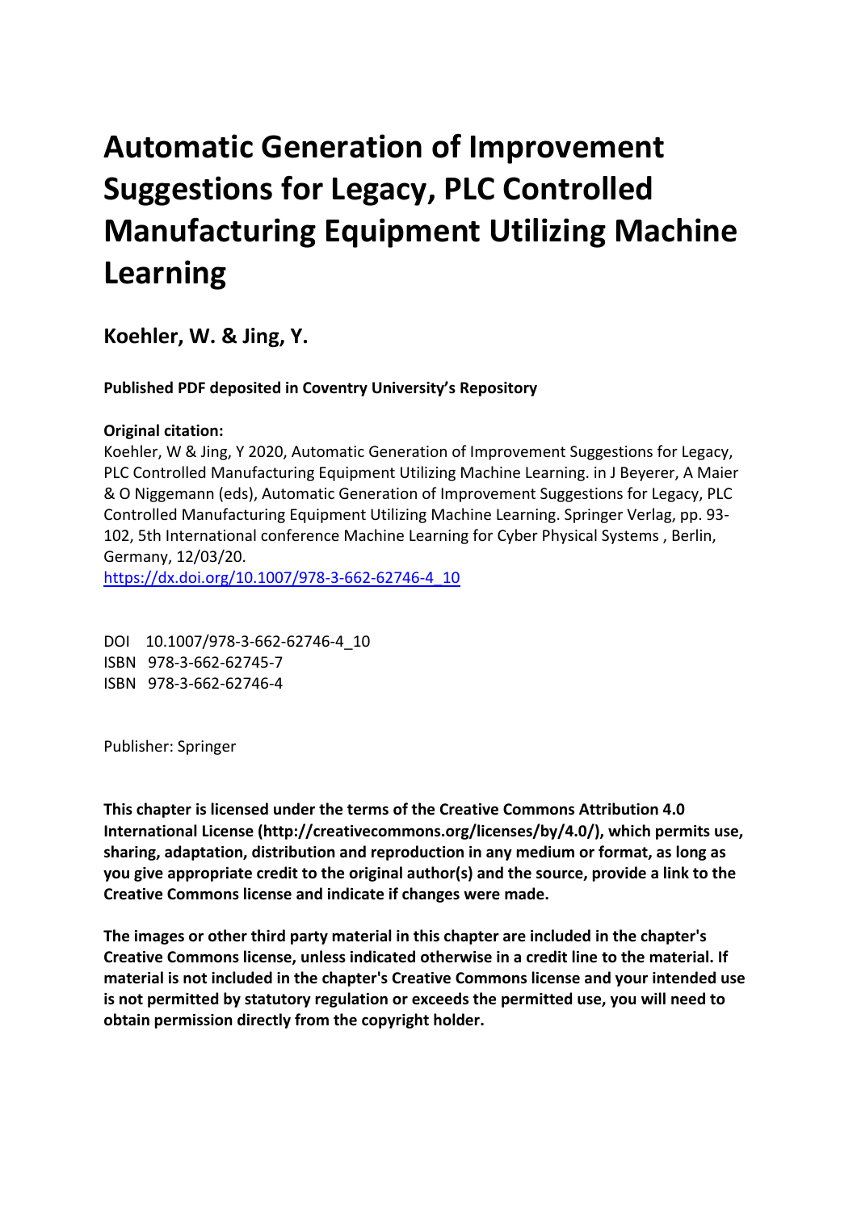# Automatic Generation of Improvement Suggestions for Legacy, PLC Controlled Manufacturing Equipment Utilizing Machine Learning

## Koehler, W. & Jing, Y.

**Published PDF deposited in Coventry University's Repository**

**Original citation:**

Koehler, W & Jing, Y 2020, Automatic Generation of Improvement Suggestions for Legacy, PLC Controlled Manufacturing Equipment Utilizing Machine Learning. in J Beyerer, A Maier & O Niggemann (eds), Automatic Generation of Improvement Suggestions for Legacy, PLC Controlled Manufacturing Equipment Utilizing Machine Learning. Springer Verlag, pp. 93-102, 5th International conference Machine Learning for Cyber Physical Systems , Berlin, Germany, 12/03/20.

https://dx.doi.org/10.1007/978-3-662-62746-4_10

DOI 10.1007/978-3-662-62746-4_10
ISBN 978-3-662-62745-7
ISBN 978-3-662-62746-4

Publisher: Springer

**This chapter is licensed under the terms of the Creative Commons Attribution 4.0 International License (http://creativecommons.org/licenses/by/4.0/), which permits use, sharing, adaptation, distribution and reproduction in any medium or format, as long as you give appropriate credit to the original author(s) and the source, provide a link to the Creative Commons license and indicate if changes were made.**

**The images or other third party material in this chapter are included in the chapter's Creative Commons license, unless indicated otherwise in a credit line to the material. If material is not included in the chapter's Creative Commons license and your intended use is not permitted by statutory regulation or exceeds the permitted use, you will need to obtain permission directly from the copyright holder.**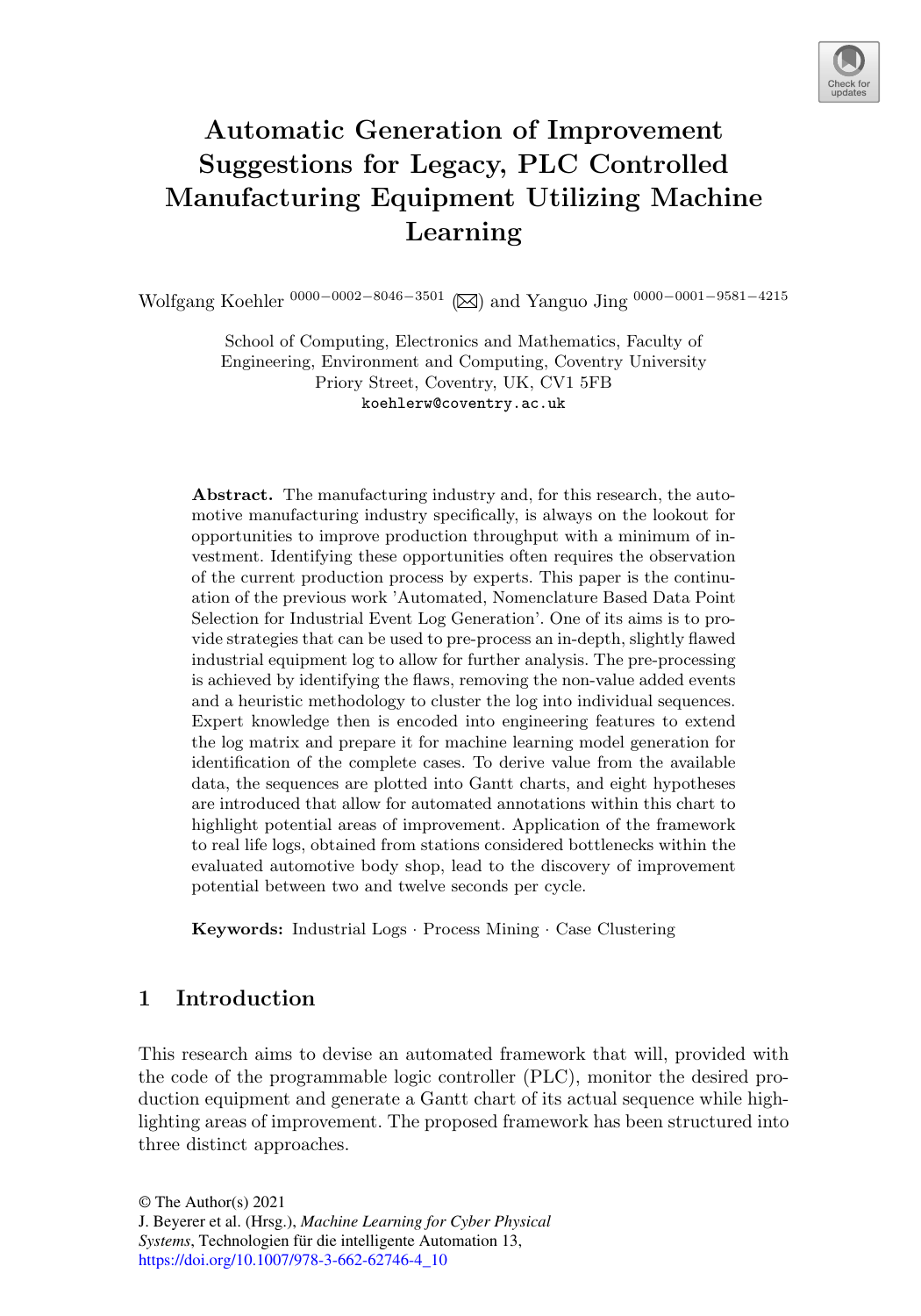# Automatic Generation of Improvement Suggestions for Legacy, PLC Controlled Manufacturing Equipment Utilizing Machine Learning

Wolfgang Koehler [0000−0002−8046−3501] (✉) and Yanguo Jing [0000−0001−9581−4215]

School of Computing, Electronics and Mathematics, Faculty of Engineering, Environment and Computing, Coventry University  
Priory Street, Coventry, UK, CV1 5FB  
koehlerw@coventry.ac.uk

**Abstract.** The manufacturing industry and, for this research, the automotive manufacturing industry specifically, is always on the lookout for opportunities to improve production throughput with a minimum of investment. Identifying these opportunities often requires the observation of the current production process by experts. This paper is the continuation of the previous work 'Automated, Nomenclature Based Data Point Selection for Industrial Event Log Generation'. One of its aims is to provide strategies that can be used to pre-process an in-depth, slightly flawed industrial equipment log to allow for further analysis. The pre-processing is achieved by identifying the flaws, removing the non-value added events and a heuristic methodology to cluster the log into individual sequences. Expert knowledge then is encoded into engineering features to extend the log matrix and prepare it for machine learning model generation for identification of the complete cases. To derive value from the available data, the sequences are plotted into Gantt charts, and eight hypotheses are introduced that allow for automated annotations within this chart to highlight potential areas of improvement. Application of the framework to real life logs, obtained from stations considered bottlenecks within the evaluated automotive body shop, lead to the discovery of improvement potential between two and twelve seconds per cycle.

**Keywords:** Industrial Logs · Process Mining · Case Clustering

## 1 Introduction

This research aims to devise an automated framework that will, provided with the code of the programmable logic controller (PLC), monitor the desired production equipment and generate a Gantt chart of its actual sequence while highlighting areas of improvement. The proposed framework has been structured into three distinct approaches.

© The Author(s) 2021  
J. Beyerer et al. (Hrsg.), *Machine Learning for Cyber Physical Systems*, Technologien für die intelligente Automation 13,  
https://doi.org/10.1007/978-3-662-62746-4_10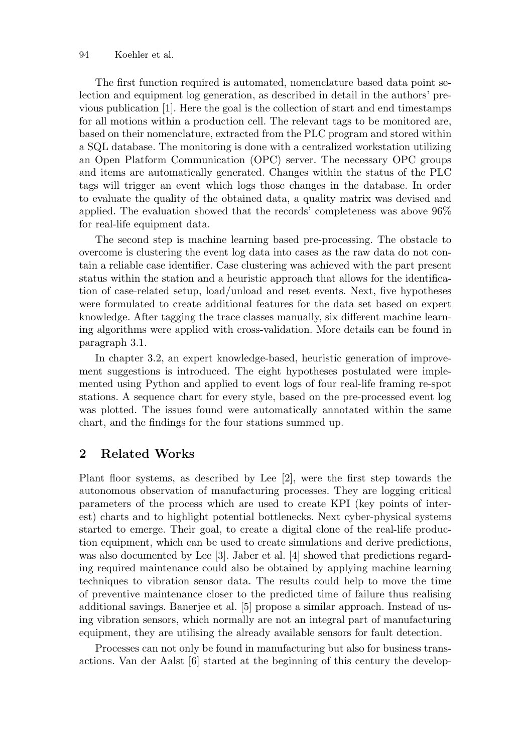The first function required is automated, nomenclature based data point selection and equipment log generation, as described in detail in the authors' previous publication [1]. Here the goal is the collection of start and end timestamps for all motions within a production cell. The relevant tags to be monitored are, based on their nomenclature, extracted from the PLC program and stored within a SQL database. The monitoring is done with a centralized workstation utilizing an Open Platform Communication (OPC) server. The necessary OPC groups and items are automatically generated. Changes within the status of the PLC tags will trigger an event which logs those changes in the database. In order to evaluate the quality of the obtained data, a quality matrix was devised and applied. The evaluation showed that the records' completeness was above 96% for real-life equipment data.

The second step is machine learning based pre-processing. The obstacle to overcome is clustering the event log data into cases as the raw data do not contain a reliable case identifier. Case clustering was achieved with the part present status within the station and a heuristic approach that allows for the identification of case-related setup, load/unload and reset events. Next, five hypotheses were formulated to create additional features for the data set based on expert knowledge. After tagging the trace classes manually, six different machine learning algorithms were applied with cross-validation. More details can be found in paragraph 3.1.

In chapter 3.2, an expert knowledge-based, heuristic generation of improvement suggestions is introduced. The eight hypotheses postulated were implemented using Python and applied to event logs of four real-life framing re-spot stations. A sequence chart for every style, based on the pre-processed event log was plotted. The issues found were automatically annotated within the same chart, and the findings for the four stations summed up.

## 2 Related Works

Plant floor systems, as described by Lee [2], were the first step towards the autonomous observation of manufacturing processes. They are logging critical parameters of the process which are used to create KPI (key points of interest) charts and to highlight potential bottlenecks. Next cyber-physical systems started to emerge. Their goal, to create a digital clone of the real-life production equipment, which can be used to create simulations and derive predictions, was also documented by Lee [3]. Jaber et al. [4] showed that predictions regarding required maintenance could also be obtained by applying machine learning techniques to vibration sensor data. The results could help to move the time of preventive maintenance closer to the predicted time of failure thus realising additional savings. Banerjee et al. [5] propose a similar approach. Instead of using vibration sensors, which normally are not an integral part of manufacturing equipment, they are utilising the already available sensors for fault detection.

Processes can not only be found in manufacturing but also for business transactions. Van der Aalst [6] started at the beginning of this century the develop-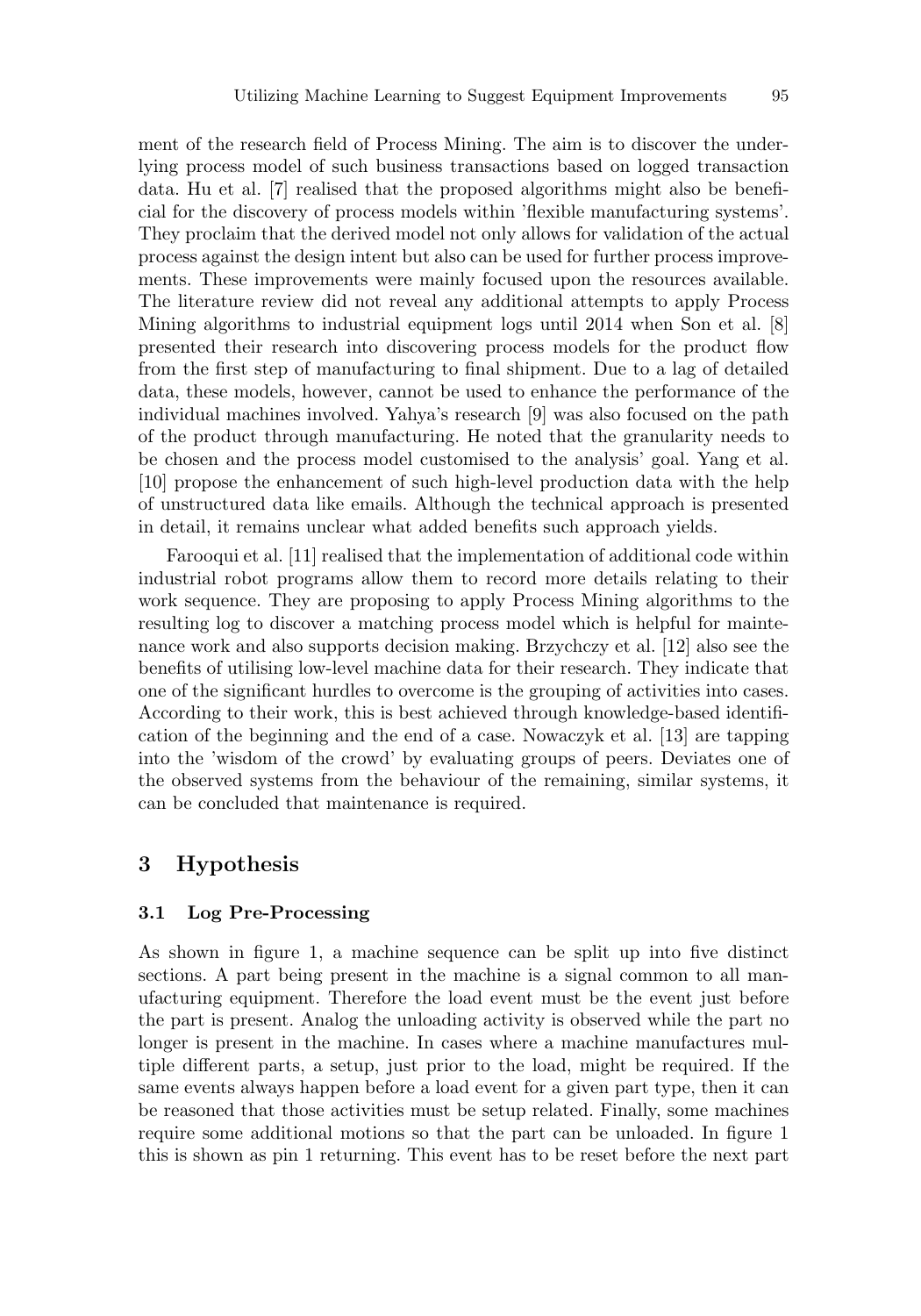ment of the research field of Process Mining. The aim is to discover the underlying process model of such business transactions based on logged transaction data. Hu et al. [7] realised that the proposed algorithms might also be beneficial for the discovery of process models within 'flexible manufacturing systems'. They proclaim that the derived model not only allows for validation of the actual process against the design intent but also can be used for further process improvements. These improvements were mainly focused upon the resources available. The literature review did not reveal any additional attempts to apply Process Mining algorithms to industrial equipment logs until 2014 when Son et al. [8] presented their research into discovering process models for the product flow from the first step of manufacturing to final shipment. Due to a lag of detailed data, these models, however, cannot be used to enhance the performance of the individual machines involved. Yahya's research [9] was also focused on the path of the product through manufacturing. He noted that the granularity needs to be chosen and the process model customised to the analysis' goal. Yang et al. [10] propose the enhancement of such high-level production data with the help of unstructured data like emails. Although the technical approach is presented in detail, it remains unclear what added benefits such approach yields.

Farooqui et al. [11] realised that the implementation of additional code within industrial robot programs allow them to record more details relating to their work sequence. They are proposing to apply Process Mining algorithms to the resulting log to discover a matching process model which is helpful for maintenance work and also supports decision making. Brzychczy et al. [12] also see the benefits of utilising low-level machine data for their research. They indicate that one of the significant hurdles to overcome is the grouping of activities into cases. According to their work, this is best achieved through knowledge-based identification of the beginning and the end of a case. Nowaczyk et al. [13] are tapping into the 'wisdom of the crowd' by evaluating groups of peers. Deviates one of the observed systems from the behaviour of the remaining, similar systems, it can be concluded that maintenance is required.

## 3 Hypothesis

### 3.1 Log Pre-Processing

As shown in figure 1, a machine sequence can be split up into five distinct sections. A part being present in the machine is a signal common to all manufacturing equipment. Therefore the load event must be the event just before the part is present. Analog the unloading activity is observed while the part no longer is present in the machine. In cases where a machine manufactures multiple different parts, a setup, just prior to the load, might be required. If the same events always happen before a load event for a given part type, then it can be reasoned that those activities must be setup related. Finally, some machines require some additional motions so that the part can be unloaded. In figure 1 this is shown as pin 1 returning. This event has to be reset before the next part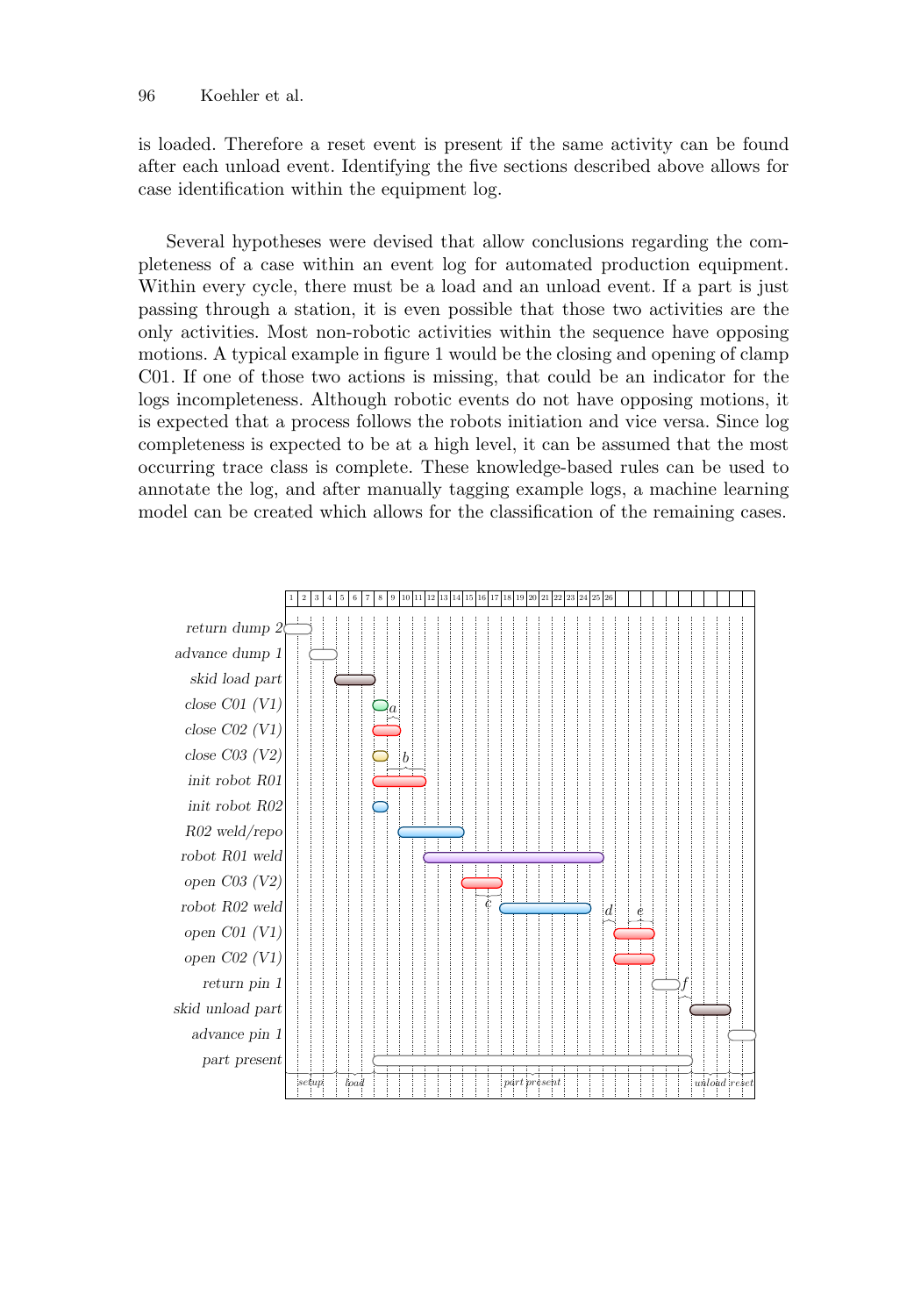is loaded. Therefore a reset event is present if the same activity can be found after each unload event. Identifying the five sections described above allows for case identification within the equipment log.

Several hypotheses were devised that allow conclusions regarding the completeness of a case within an event log for automated production equipment. Within every cycle, there must be a load and an unload event. If a part is just passing through a station, it is even possible that those two activities are the only activities. Most non-robotic activities within the sequence have opposing motions. A typical example in figure 1 would be the closing and opening of clamp C01. If one of those two actions is missing, that could be an indicator for the logs incompleteness. Although robotic events do not have opposing motions, it is expected that a process follows the robots initiation and vice versa. Since log completeness is expected to be at a high level, it can be assumed that the most occurring trace class is complete. These knowledge-based rules can be used to annotate the log, and after manually tagging example logs, a machine learning model can be created which allows for the classification of the remaining cases.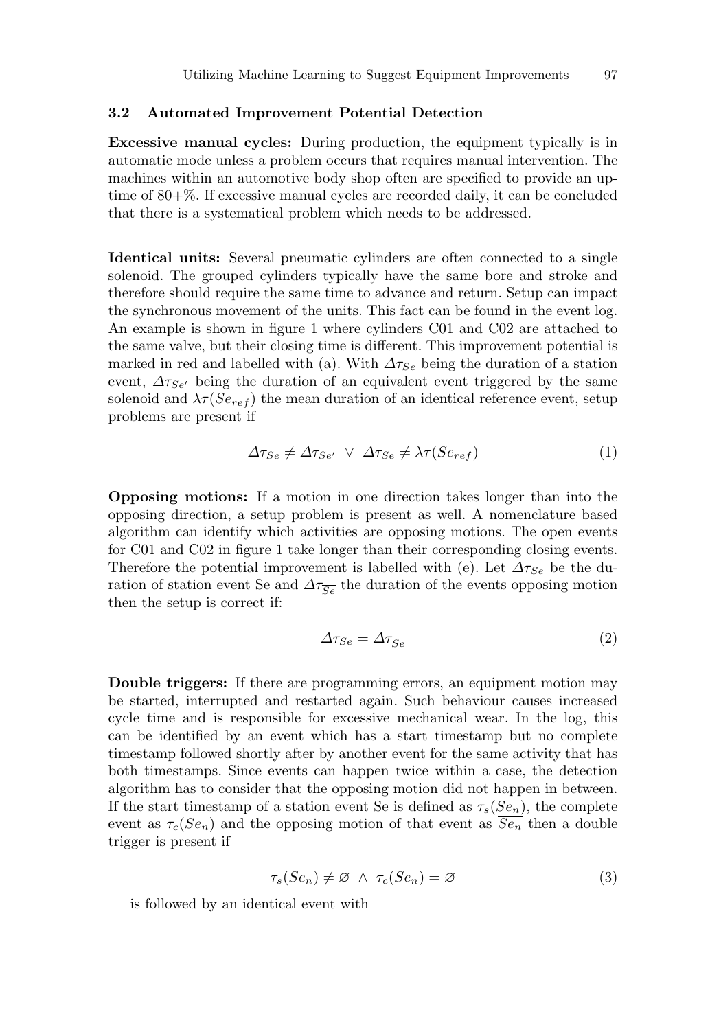### 3.2 Automated Improvement Potential Detection

**Excessive manual cycles:** During production, the equipment typically is in automatic mode unless a problem occurs that requires manual intervention. The machines within an automotive body shop often are specified to provide an uptime of 80+%. If excessive manual cycles are recorded daily, it can be concluded that there is a systematical problem which needs to be addressed.

**Identical units:** Several pneumatic cylinders are often connected to a single solenoid. The grouped cylinders typically have the same bore and stroke and therefore should require the same time to advance and return. Setup can impact the synchronous movement of the units. This fact can be found in the event log. An example is shown in figure 1 where cylinders C01 and C02 are attached to the same valve, but their closing time is different. This improvement potential is marked in red and labelled with (a). With $\Delta\tau_{Se}$ being the duration of a station event, $\Delta\tau_{Se'}$ being the duration of an equivalent event triggered by the same solenoid and $\lambda\tau(Se_{ref})$ the mean duration of an identical reference event, setup problems are present if

$$\Delta\tau_{Se} \neq \Delta\tau_{Se'} \;\vee\; \Delta\tau_{Se} \neq \lambda\tau(Se_{ref}) \tag{1}$$

**Opposing motions:** If a motion in one direction takes longer than into the opposing direction, a setup problem is present as well. A nomenclature based algorithm can identify which activities are opposing motions. The open events for C01 and C02 in figure 1 take longer than their corresponding closing events. Therefore the potential improvement is labelled with (e). Let $\Delta\tau_{Se}$ be the duration of station event Se and $\Delta\tau_{\overline{Se}}$ the duration of the events opposing motion then the setup is correct if:

$$\Delta\tau_{Se} = \Delta\tau_{\overline{Se}} \tag{2}$$

**Double triggers:** If there are programming errors, an equipment motion may be started, interrupted and restarted again. Such behaviour causes increased cycle time and is responsible for excessive mechanical wear. In the log, this can be identified by an event which has a start timestamp but no complete timestamp followed shortly after by another event for the same activity that has both timestamps. Since events can happen twice within a case, the detection algorithm has to consider that the opposing motion did not happen in between. If the start timestamp of a station event Se is defined as $\tau_s(Se_n)$, the complete event as $\tau_c(Se_n)$ and the opposing motion of that event as $\overline{Se_n}$ then a double trigger is present if

$$\tau_s(Se_n) \neq \varnothing \;\wedge\; \tau_c(Se_n) = \varnothing \tag{3}$$

is followed by an identical event with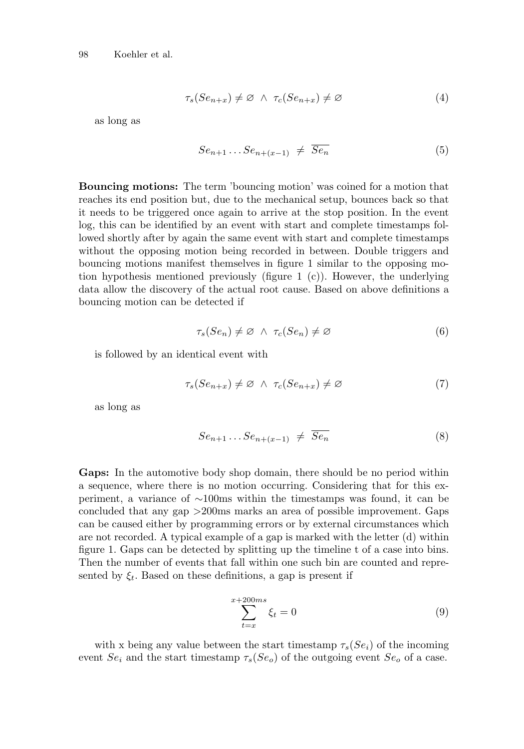$$\tau_s(Se_{n+x}) \neq \varnothing \;\wedge\; \tau_c(Se_{n+x}) \neq \varnothing \tag{4}$$

as long as

$$Se_{n+1} \ldots Se_{n+(x-1)} \;\neq\; \overline{Se_n} \tag{5}$$

**Bouncing motions:** The term 'bouncing motion' was coined for a motion that reaches its end position but, due to the mechanical setup, bounces back so that it needs to be triggered once again to arrive at the stop position. In the event log, this can be identified by an event with start and complete timestamps followed shortly after by again the same event with start and complete timestamps without the opposing motion being recorded in between. Double triggers and bouncing motions manifest themselves in figure 1 similar to the opposing motion hypothesis mentioned previously (figure 1 (c)). However, the underlying data allow the discovery of the actual root cause. Based on above definitions a bouncing motion can be detected if

$$\tau_s(Se_n) \neq \varnothing \;\wedge\; \tau_c(Se_n) \neq \varnothing \tag{6}$$

is followed by an identical event with

$$\tau_s(Se_{n+x}) \neq \varnothing \;\wedge\; \tau_c(Se_{n+x}) \neq \varnothing \tag{7}$$

as long as

$$Se_{n+1} \ldots Se_{n+(x-1)} \;\neq\; \overline{Se_n} \tag{8}$$

**Gaps:** In the automotive body shop domain, there should be no period within a sequence, where there is no motion occurring. Considering that for this experiment, a variance of ∼100ms within the timestamps was found, it can be concluded that any gap >200ms marks an area of possible improvement. Gaps can be caused either by programming errors or by external circumstances which are not recorded. A typical example of a gap is marked with the letter (d) within figure 1. Gaps can be detected by splitting up the timeline t of a case into bins. Then the number of events that fall within one such bin are counted and represented by $\xi_t$. Based on these definitions, a gap is present if

$$\sum_{t=x}^{x+200ms} \xi_t = 0 \tag{9}$$

with x being any value between the start timestamp $\tau_s(Se_i)$ of the incoming event $Se_i$ and the start timestamp $\tau_s(Se_o)$ of the outgoing event $Se_o$ of a case.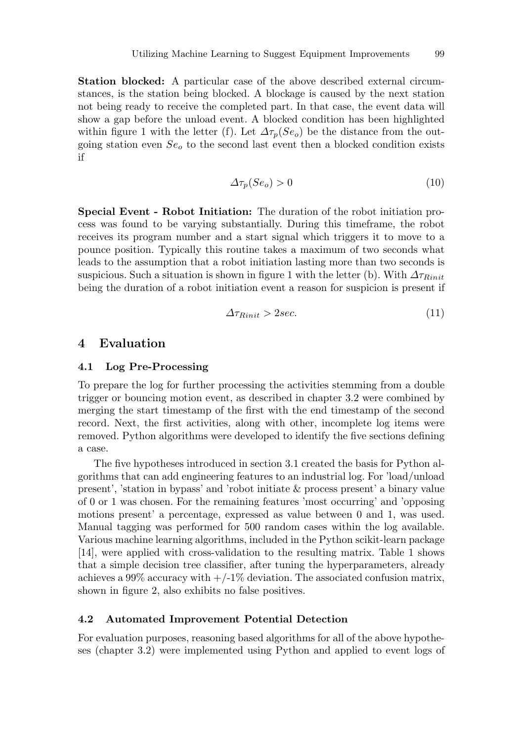**Station blocked:** A particular case of the above described external circumstances, is the station being blocked. A blockage is caused by the next station not being ready to receive the completed part. In that case, the event data will show a gap before the unload event. A blocked condition has been highlighted within figure 1 with the letter (f). Let $\Delta\tau_p(Se_o)$ be the distance from the outgoing station even $Se_o$ to the second last event then a blocked condition exists if

$$\Delta\tau_p(Se_o) > 0 \tag{10}$$

**Special Event - Robot Initiation:** The duration of the robot initiation process was found to be varying substantially. During this timeframe, the robot receives its program number and a start signal which triggers it to move to a pounce position. Typically this routine takes a maximum of two seconds what leads to the assumption that a robot initiation lasting more than two seconds is suspicious. Such a situation is shown in figure 1 with the letter (b). With $\Delta\tau_{Rinit}$ being the duration of a robot initiation event a reason for suspicion is present if

$$\Delta\tau_{Rinit} > 2sec. \tag{11}$$

# 4 Evaluation

## 4.1 Log Pre-Processing

To prepare the log for further processing the activities stemming from a double trigger or bouncing motion event, as described in chapter 3.2 were combined by merging the start timestamp of the first with the end timestamp of the second record. Next, the first activities, along with other, incomplete log items were removed. Python algorithms were developed to identify the five sections defining a case.

The five hypotheses introduced in section 3.1 created the basis for Python algorithms that can add engineering features to an industrial log. For 'load/unload present', 'station in bypass' and 'robot initiate & process present' a binary value of 0 or 1 was chosen. For the remaining features 'most occurring' and 'opposing motions present' a percentage, expressed as value between 0 and 1, was used. Manual tagging was performed for 500 random cases within the log available. Various machine learning algorithms, included in the Python scikit-learn package [14], were applied with cross-validation to the resulting matrix. Table 1 shows that a simple decision tree classifier, after tuning the hyperparameters, already achieves a 99% accuracy with +/-1% deviation. The associated confusion matrix, shown in figure 2, also exhibits no false positives.

## 4.2 Automated Improvement Potential Detection

For evaluation purposes, reasoning based algorithms for all of the above hypotheses (chapter 3.2) were implemented using Python and applied to event logs of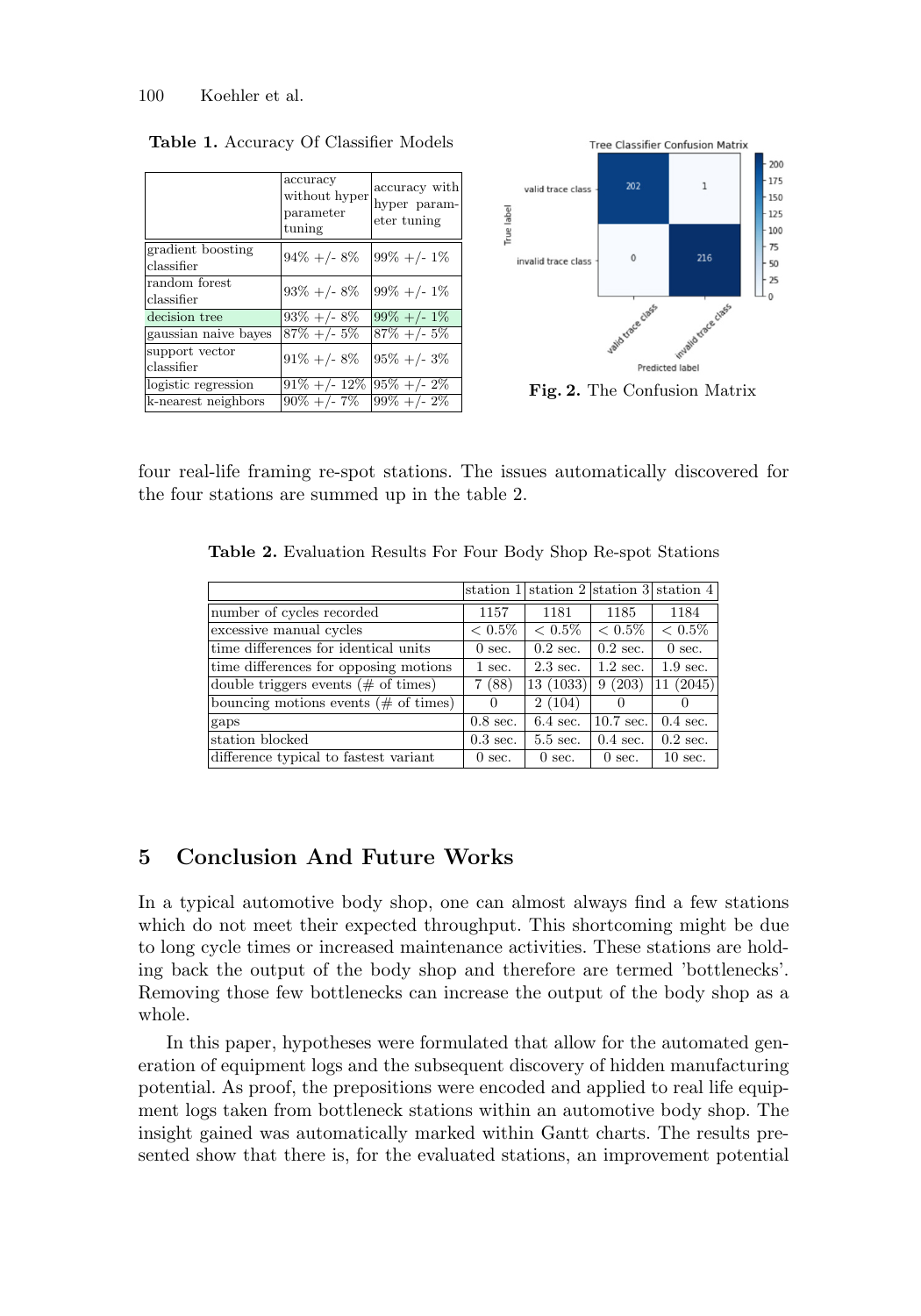**Table 1.** Accuracy Of Classifier Models

| | accuracy without hyper parameter tuning | accuracy with hyper parameter tuning |
|---|---|---|
| gradient boosting classifier | 94% +/- 8% | 99% +/- 1% |
| random forest classifier | 93% +/- 8% | 99% +/- 1% |
| decision tree | 93% +/- 8% | 99% +/- 1% |
| gaussian naive bayes | 87% +/- 5% | 87% +/- 5% |
| support vector classifier | 91% +/- 8% | 95% +/- 3% |
| logistic regression | 91% +/- 12% | 95% +/- 2% |
| k-nearest neighbors | 90% +/- 7% | 99% +/- 2% |

**Fig. 2.** The Confusion Matrix

four real-life framing re-spot stations. The issues automatically discovered for the four stations are summed up in the table 2.

**Table 2.** Evaluation Results For Four Body Shop Re-spot Stations

| | station 1 | station 2 | station 3 | station 4 |
|---|---|---|---|---|
| number of cycles recorded | 1157 | 1181 | 1185 | 1184 |
| excessive manual cycles | $< 0.5\%$ | $< 0.5\%$ | $< 0.5\%$ | $< 0.5\%$ |
| time differences for identical units | 0 sec. | 0.2 sec. | 0.2 sec. | 0 sec. |
| time differences for opposing motions | 1 sec. | 2.3 sec. | 1.2 sec. | 1.9 sec. |
| double triggers events (# of times) | 7 (88) | 13 (1033) | 9 (203) | 11 (2045) |
| bouncing motions events (# of times) | 0 | 2 (104) | 0 | 0 |
| gaps | 0.8 sec. | 6.4 sec. | 10.7 sec. | 0.4 sec. |
| station blocked | 0.3 sec. | 5.5 sec. | 0.4 sec. | 0.2 sec. |
| difference typical to fastest variant | 0 sec. | 0 sec. | 0 sec. | 10 sec. |

## 5 Conclusion And Future Works

In a typical automotive body shop, one can almost always find a few stations which do not meet their expected throughput. This shortcoming might be due to long cycle times or increased maintenance activities. These stations are holding back the output of the body shop and therefore are termed 'bottlenecks'. Removing those few bottlenecks can increase the output of the body shop as a whole.

In this paper, hypotheses were formulated that allow for the automated generation of equipment logs and the subsequent discovery of hidden manufacturing potential. As proof, the prepositions were encoded and applied to real life equipment logs taken from bottleneck stations within an automotive body shop. The insight gained was automatically marked within Gantt charts. The results presented show that there is, for the evaluated stations, an improvement potential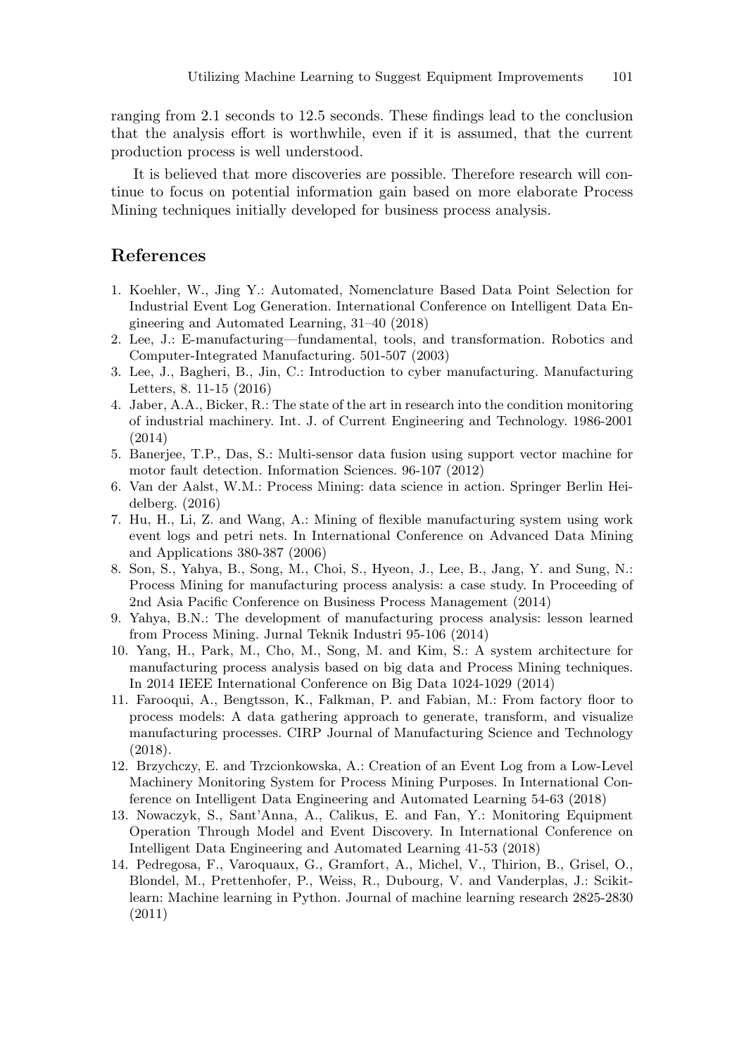ranging from 2.1 seconds to 12.5 seconds. These findings lead to the conclusion that the analysis effort is worthwhile, even if it is assumed, that the current production process is well understood.

It is believed that more discoveries are possible. Therefore research will continue to focus on potential information gain based on more elaborate Process Mining techniques initially developed for business process analysis.

## References

1. Koehler, W., Jing Y.: Automated, Nomenclature Based Data Point Selection for Industrial Event Log Generation. International Conference on Intelligent Data Engineering and Automated Learning, 31–40 (2018)
2. Lee, J.: E-manufacturing—fundamental, tools, and transformation. Robotics and Computer-Integrated Manufacturing. 501-507 (2003)
3. Lee, J., Bagheri, B., Jin, C.: Introduction to cyber manufacturing. Manufacturing Letters, 8. 11-15 (2016)
4. Jaber, A.A., Bicker, R.: The state of the art in research into the condition monitoring of industrial machinery. Int. J. of Current Engineering and Technology. 1986-2001 (2014)
5. Banerjee, T.P., Das, S.: Multi-sensor data fusion using support vector machine for motor fault detection. Information Sciences. 96-107 (2012)
6. Van der Aalst, W.M.: Process Mining: data science in action. Springer Berlin Heidelberg. (2016)
7. Hu, H., Li, Z. and Wang, A.: Mining of flexible manufacturing system using work event logs and petri nets. In International Conference on Advanced Data Mining and Applications 380-387 (2006)
8. Son, S., Yahya, B., Song, M., Choi, S., Hyeon, J., Lee, B., Jang, Y. and Sung, N.: Process Mining for manufacturing process analysis: a case study. In Proceeding of 2nd Asia Pacific Conference on Business Process Management (2014)
9. Yahya, B.N.: The development of manufacturing process analysis: lesson learned from Process Mining. Jurnal Teknik Industri 95-106 (2014)
10. Yang, H., Park, M., Cho, M., Song, M. and Kim, S.: A system architecture for manufacturing process analysis based on big data and Process Mining techniques. In 2014 IEEE International Conference on Big Data 1024-1029 (2014)
11. Farooqui, A., Bengtsson, K., Falkman, P. and Fabian, M.: From factory floor to process models: A data gathering approach to generate, transform, and visualize manufacturing processes. CIRP Journal of Manufacturing Science and Technology (2018).
12. Brzychczy, E. and Trzcionkowska, A.: Creation of an Event Log from a Low-Level Machinery Monitoring System for Process Mining Purposes. In International Conference on Intelligent Data Engineering and Automated Learning 54-63 (2018)
13. Nowaczyk, S., Sant'Anna, A., Calikus, E. and Fan, Y.: Monitoring Equipment Operation Through Model and Event Discovery. In International Conference on Intelligent Data Engineering and Automated Learning 41-53 (2018)
14. Pedregosa, F., Varoquaux, G., Gramfort, A., Michel, V., Thirion, B., Grisel, O., Blondel, M., Prettenhofer, P., Weiss, R., Dubourg, V. and Vanderplas, J.: Scikit-learn: Machine learning in Python. Journal of machine learning research 2825-2830 (2011)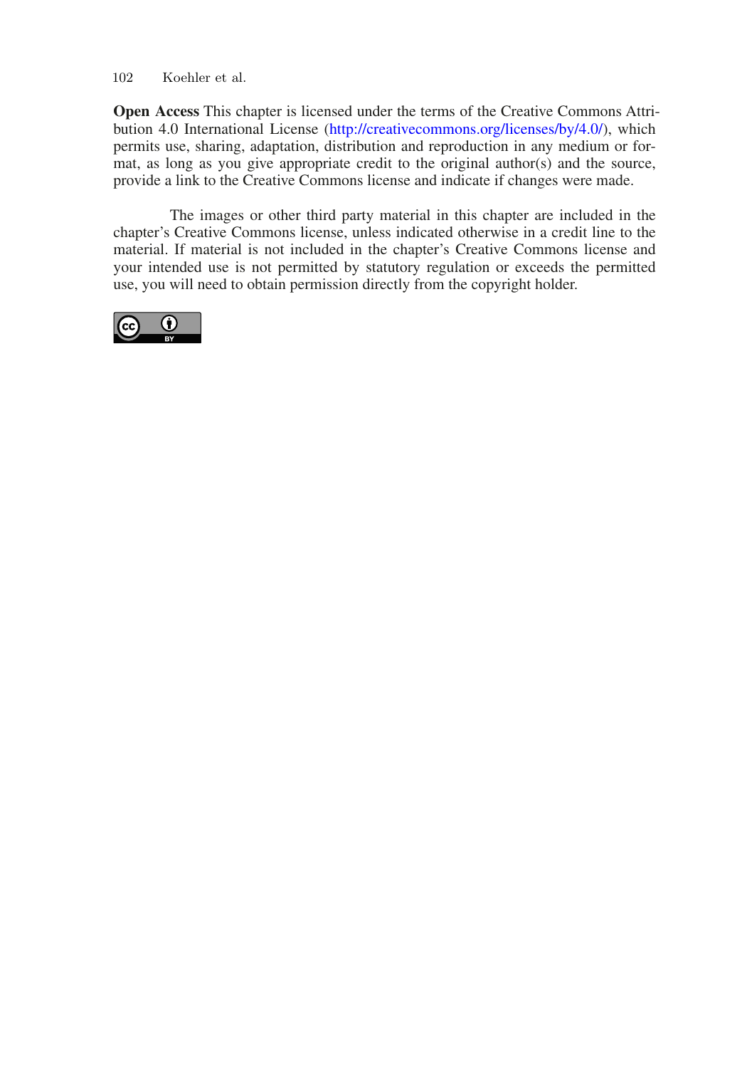**Open Access** This chapter is licensed under the terms of the Creative Commons Attribution 4.0 International License (http://creativecommons.org/licenses/by/4.0/), which permits use, sharing, adaptation, distribution and reproduction in any medium or format, as long as you give appropriate credit to the original author(s) and the source, provide a link to the Creative Commons license and indicate if changes were made.

The images or other third party material in this chapter are included in the chapter's Creative Commons license, unless indicated otherwise in a credit line to the material. If material is not included in the chapter's Creative Commons license and your intended use is not permitted by statutory regulation or exceeds the permitted use, you will need to obtain permission directly from the copyright holder.